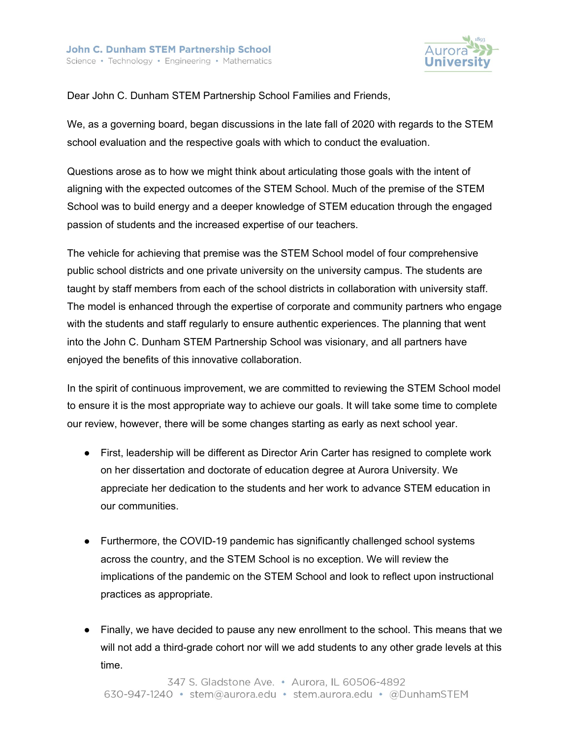John C. Dunham STEM Partnership School
Science • Technology • Engineering • Mathematics

Aurora University 1893

Dear John C. Dunham STEM Partnership School Families and Friends,

We, as a governing board, began discussions in the late fall of 2020 with regards to the STEM school evaluation and the respective goals with which to conduct the evaluation.

Questions arose as to how we might think about articulating those goals with the intent of aligning with the expected outcomes of the STEM School. Much of the premise of the STEM School was to build energy and a deeper knowledge of STEM education through the engaged passion of students and the increased expertise of our teachers.

The vehicle for achieving that premise was the STEM School model of four comprehensive public school districts and one private university on the university campus. The students are taught by staff members from each of the school districts in collaboration with university staff. The model is enhanced through the expertise of corporate and community partners who engage with the students and staff regularly to ensure authentic experiences. The planning that went into the John C. Dunham STEM Partnership School was visionary, and all partners have enjoyed the benefits of this innovative collaboration.

In the spirit of continuous improvement, we are committed to reviewing the STEM School model to ensure it is the most appropriate way to achieve our goals. It will take some time to complete our review, however, there will be some changes starting as early as next school year.

- First, leadership will be different as Director Arin Carter has resigned to complete work on her dissertation and doctorate of education degree at Aurora University. We appreciate her dedication to the students and her work to advance STEM education in our communities.

- Furthermore, the COVID-19 pandemic has significantly challenged school systems across the country, and the STEM School is no exception. We will review the implications of the pandemic on the STEM School and look to reflect upon instructional practices as appropriate.

- Finally, we have decided to pause any new enrollment to the school. This means that we will not add a third-grade cohort nor will we add students to any other grade levels at this time.

347 S. Gladstone Ave. • Aurora, IL 60506-4892
630-947-1240 • stem@aurora.edu • stem.aurora.edu • @DunhamSTEM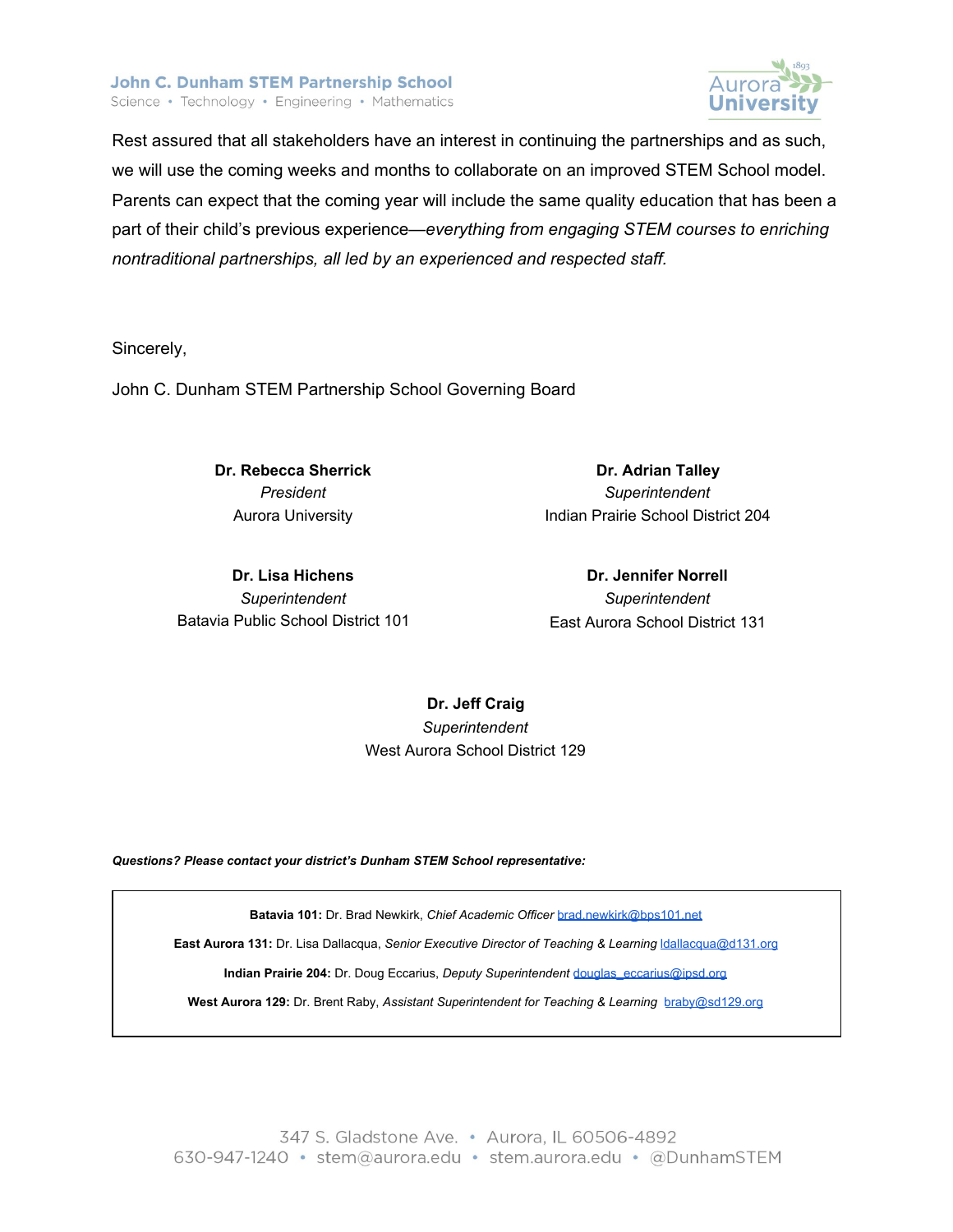Rest assured that all stakeholders have an interest in continuing the partnerships and as such, we will use the coming weeks and months to collaborate on an improved STEM School model. Parents can expect that the coming year will include the same quality education that has been a part of their child's previous experience—*everything from engaging STEM courses to enriching nontraditional partnerships, all led by an experienced and respected staff.*

Sincerely,

John C. Dunham STEM Partnership School Governing Board

**Dr. Rebecca Sherrick**
*President*
Aurora University

**Dr. Adrian Talley**
*Superintendent*
Indian Prairie School District 204

**Dr. Lisa Hichens**
*Superintendent*
Batavia Public School District 101

**Dr. Jennifer Norrell**
*Superintendent*
East Aurora School District 131

**Dr. Jeff Craig**
*Superintendent*
West Aurora School District 129

***Questions? Please contact your district's Dunham STEM School representative:***

**Batavia 101:** Dr. Brad Newkirk, *Chief Academic Officer* brad.newkirk@bps101.net

**East Aurora 131:** Dr. Lisa Dallacqua, *Senior Executive Director of Teaching & Learning* ldallacqua@d131.org

**Indian Prairie 204:** Dr. Doug Eccarius, *Deputy Superintendent* douglas_eccarius@ipsd.org

**West Aurora 129:** Dr. Brent Raby, *Assistant Superintendent for Teaching & Learning* braby@sd129.org